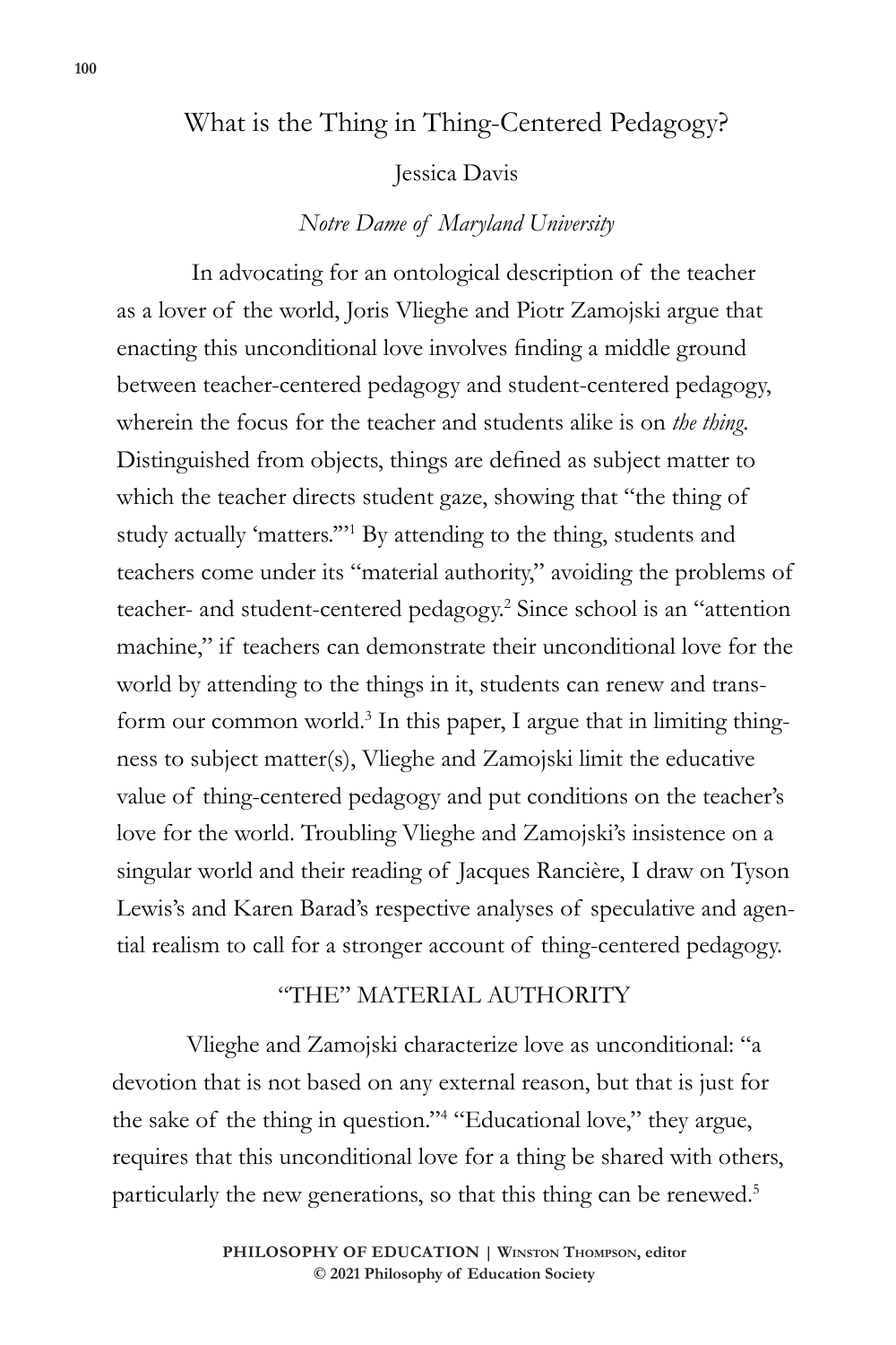# What is the Thing in Thing-Centered Pedagogy?

Jessica Davis

*Notre Dame of Maryland University*

In advocating for an ontological description of the teacher as a lover of the world, Joris Vlieghe and Piotr Zamojski argue that enacting this unconditional love involves finding a middle ground between teacher-centered pedagogy and student-centered pedagogy, wherein the focus for the teacher and students alike is on *the thing*. Distinguished from objects, things are defined as subject matter to which the teacher directs student gaze, showing that "the thing of study actually 'matters.'"[1] By attending to the thing, students and teachers come under its "material authority," avoiding the problems of teacher- and student-centered pedagogy.[2] Since school is an "attention machine," if teachers can demonstrate their unconditional love for the world by attending to the things in it, students can renew and transform our common world.[3] In this paper, I argue that in limiting thingness to subject matter(s), Vlieghe and Zamojski limit the educative value of thing-centered pedagogy and put conditions on the teacher's love for the world. Troubling Vlieghe and Zamojski's insistence on a singular world and their reading of Jacques Rancière, I draw on Tyson Lewis's and Karen Barad's respective analyses of speculative and agential realism to call for a stronger account of thing-centered pedagogy.

## "THE" MATERIAL AUTHORITY

Vlieghe and Zamojski characterize love as unconditional: "a devotion that is not based on any external reason, but that is just for the sake of the thing in question."[4] "Educational love," they argue, requires that this unconditional love for a thing be shared with others, particularly the new generations, so that this thing can be renewed.[5]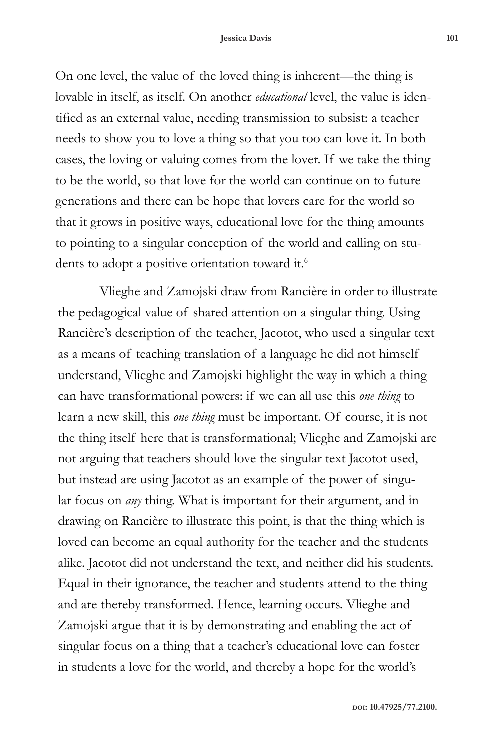On one level, the value of the loved thing is inherent—the thing is lovable in itself, as itself. On another *educational* level, the value is identified as an external value, needing transmission to subsist: a teacher needs to show you to love a thing so that you too can love it. In both cases, the loving or valuing comes from the lover. If we take the thing to be the world, so that love for the world can continue on to future generations and there can be hope that lovers care for the world so that it grows in positive ways, educational love for the thing amounts to pointing to a singular conception of the world and calling on students to adopt a positive orientation toward it.[6]

Vlieghe and Zamojski draw from Rancière in order to illustrate the pedagogical value of shared attention on a singular thing. Using Rancière's description of the teacher, Jacotot, who used a singular text as a means of teaching translation of a language he did not himself understand, Vlieghe and Zamojski highlight the way in which a thing can have transformational powers: if we can all use this *one thing* to learn a new skill, this *one thing* must be important. Of course, it is not the thing itself here that is transformational; Vlieghe and Zamojski are not arguing that teachers should love the singular text Jacotot used, but instead are using Jacotot as an example of the power of singular focus on *any* thing. What is important for their argument, and in drawing on Rancière to illustrate this point, is that the thing which is loved can become an equal authority for the teacher and the students alike. Jacotot did not understand the text, and neither did his students. Equal in their ignorance, the teacher and students attend to the thing and are thereby transformed. Hence, learning occurs. Vlieghe and Zamojski argue that it is by demonstrating and enabling the act of singular focus on a thing that a teacher's educational love can foster in students a love for the world, and thereby a hope for the world's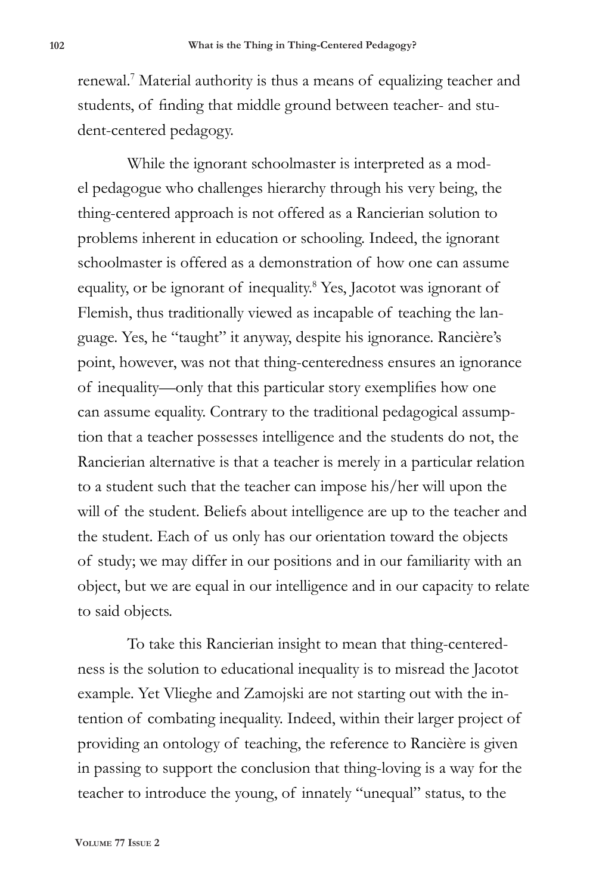renewal.[7] Material authority is thus a means of equalizing teacher and students, of finding that middle ground between teacher- and student-centered pedagogy.

While the ignorant schoolmaster is interpreted as a model pedagogue who challenges hierarchy through his very being, the thing-centered approach is not offered as a Rancierian solution to problems inherent in education or schooling. Indeed, the ignorant schoolmaster is offered as a demonstration of how one can assume equality, or be ignorant of inequality.[8] Yes, Jacotot was ignorant of Flemish, thus traditionally viewed as incapable of teaching the language. Yes, he "taught" it anyway, despite his ignorance. Rancière's point, however, was not that thing-centeredness ensures an ignorance of inequality—only that this particular story exemplifies how one can assume equality. Contrary to the traditional pedagogical assumption that a teacher possesses intelligence and the students do not, the Rancierian alternative is that a teacher is merely in a particular relation to a student such that the teacher can impose his/her will upon the will of the student. Beliefs about intelligence are up to the teacher and the student. Each of us only has our orientation toward the objects of study; we may differ in our positions and in our familiarity with an object, but we are equal in our intelligence and in our capacity to relate to said objects.

To take this Rancierian insight to mean that thing-centeredness is the solution to educational inequality is to misread the Jacotot example. Yet Vlieghe and Zamojski are not starting out with the intention of combating inequality. Indeed, within their larger project of providing an ontology of teaching, the reference to Rancière is given in passing to support the conclusion that thing-loving is a way for the teacher to introduce the young, of innately "unequal" status, to the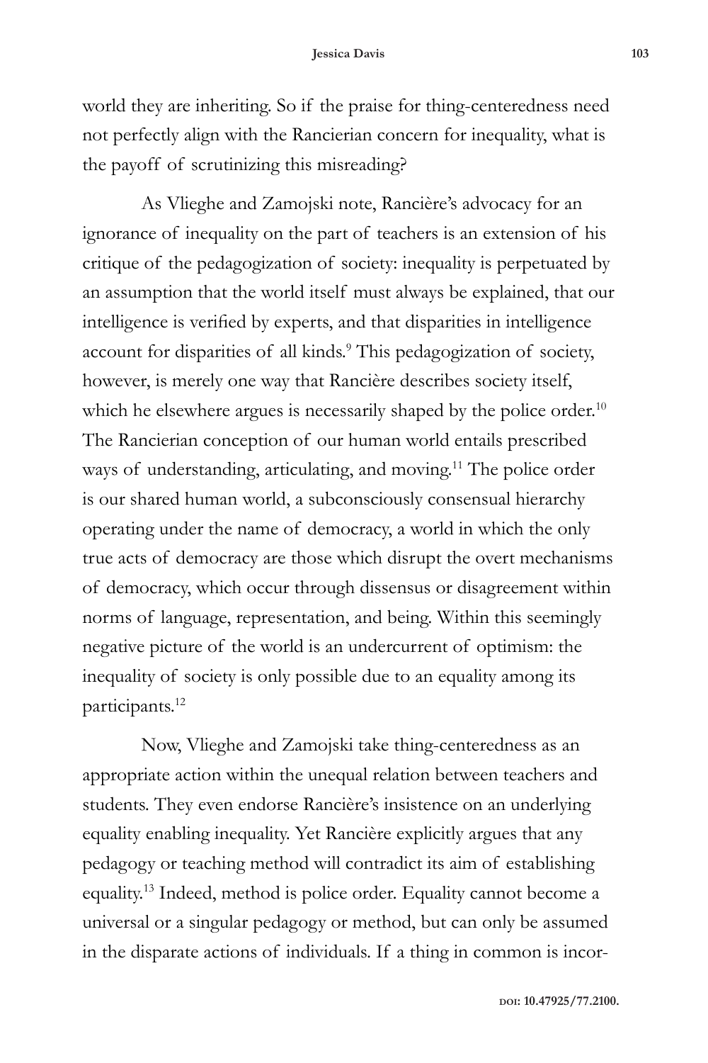world they are inheriting. So if the praise for thing-centeredness need not perfectly align with the Rancierian concern for inequality, what is the payoff of scrutinizing this misreading?

As Vlieghe and Zamojski note, Rancière's advocacy for an ignorance of inequality on the part of teachers is an extension of his critique of the pedagogization of society: inequality is perpetuated by an assumption that the world itself must always be explained, that our intelligence is verified by experts, and that disparities in intelligence account for disparities of all kinds.[9] This pedagogization of society, however, is merely one way that Rancière describes society itself, which he elsewhere argues is necessarily shaped by the police order.[10] The Rancierian conception of our human world entails prescribed ways of understanding, articulating, and moving.[11] The police order is our shared human world, a subconsciously consensual hierarchy operating under the name of democracy, a world in which the only true acts of democracy are those which disrupt the overt mechanisms of democracy, which occur through dissensus or disagreement within norms of language, representation, and being. Within this seemingly negative picture of the world is an undercurrent of optimism: the inequality of society is only possible due to an equality among its participants.[12]

Now, Vlieghe and Zamojski take thing-centeredness as an appropriate action within the unequal relation between teachers and students. They even endorse Rancière's insistence on an underlying equality enabling inequality. Yet Rancière explicitly argues that any pedagogy or teaching method will contradict its aim of establishing equality.[13] Indeed, method is police order. Equality cannot become a universal or a singular pedagogy or method, but can only be assumed in the disparate actions of individuals. If a thing in common is incor-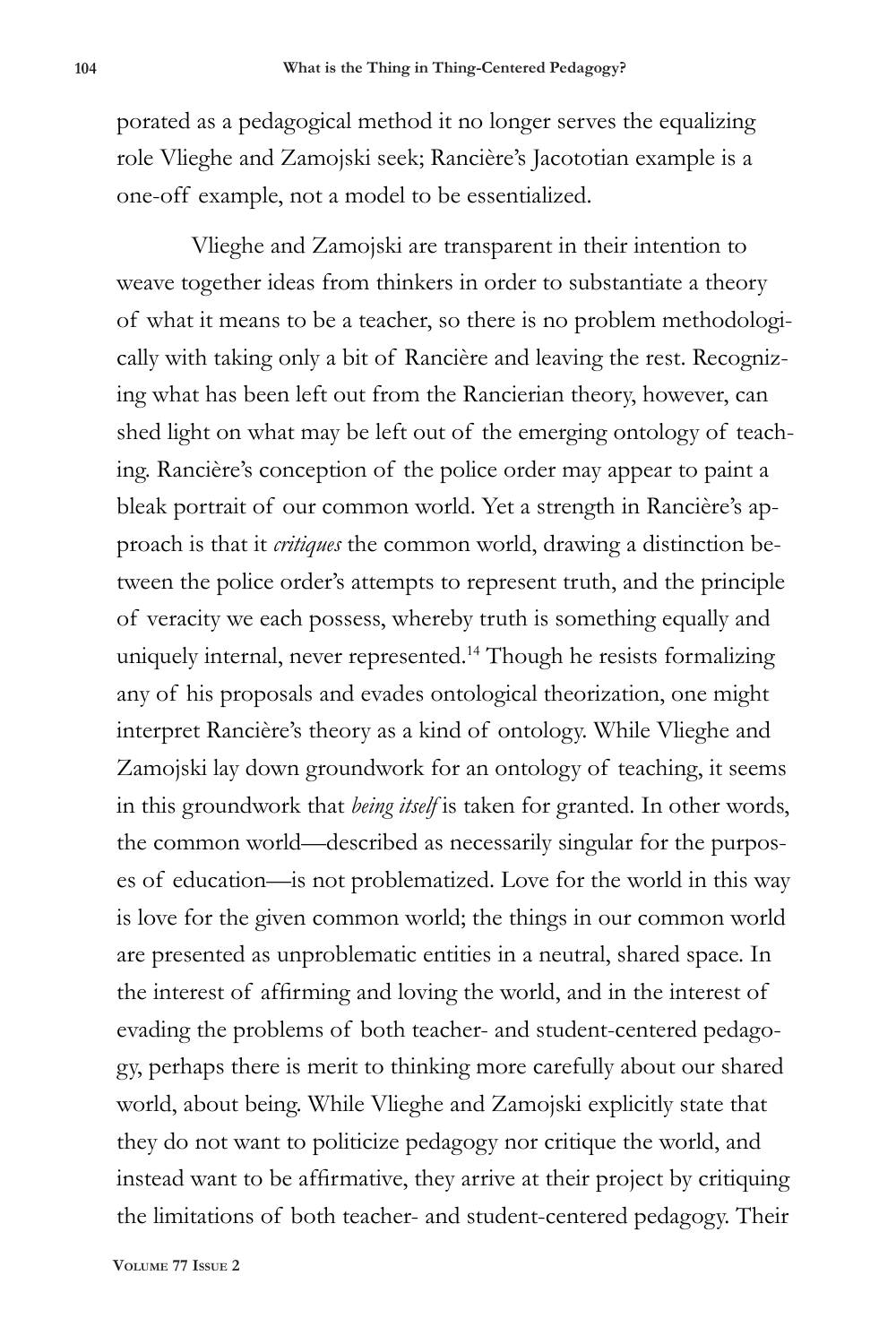porated as a pedagogical method it no longer serves the equalizing role Vlieghe and Zamojski seek; Rancière's Jacototian example is a one-off example, not a model to be essentialized.

Vlieghe and Zamojski are transparent in their intention to weave together ideas from thinkers in order to substantiate a theory of what it means to be a teacher, so there is no problem methodologically with taking only a bit of Rancière and leaving the rest. Recognizing what has been left out from the Rancierian theory, however, can shed light on what may be left out of the emerging ontology of teaching. Rancière's conception of the police order may appear to paint a bleak portrait of our common world. Yet a strength in Rancière's approach is that it *critiques* the common world, drawing a distinction between the police order's attempts to represent truth, and the principle of veracity we each possess, whereby truth is something equally and uniquely internal, never represented.[14] Though he resists formalizing any of his proposals and evades ontological theorization, one might interpret Rancière's theory as a kind of ontology. While Vlieghe and Zamojski lay down groundwork for an ontology of teaching, it seems in this groundwork that *being itself* is taken for granted. In other words, the common world—described as necessarily singular for the purposes of education—is not problematized. Love for the world in this way is love for the given common world; the things in our common world are presented as unproblematic entities in a neutral, shared space. In the interest of affirming and loving the world, and in the interest of evading the problems of both teacher- and student-centered pedagogy, perhaps there is merit to thinking more carefully about our shared world, about being. While Vlieghe and Zamojski explicitly state that they do not want to politicize pedagogy nor critique the world, and instead want to be affirmative, they arrive at their project by critiquing the limitations of both teacher- and student-centered pedagogy. Their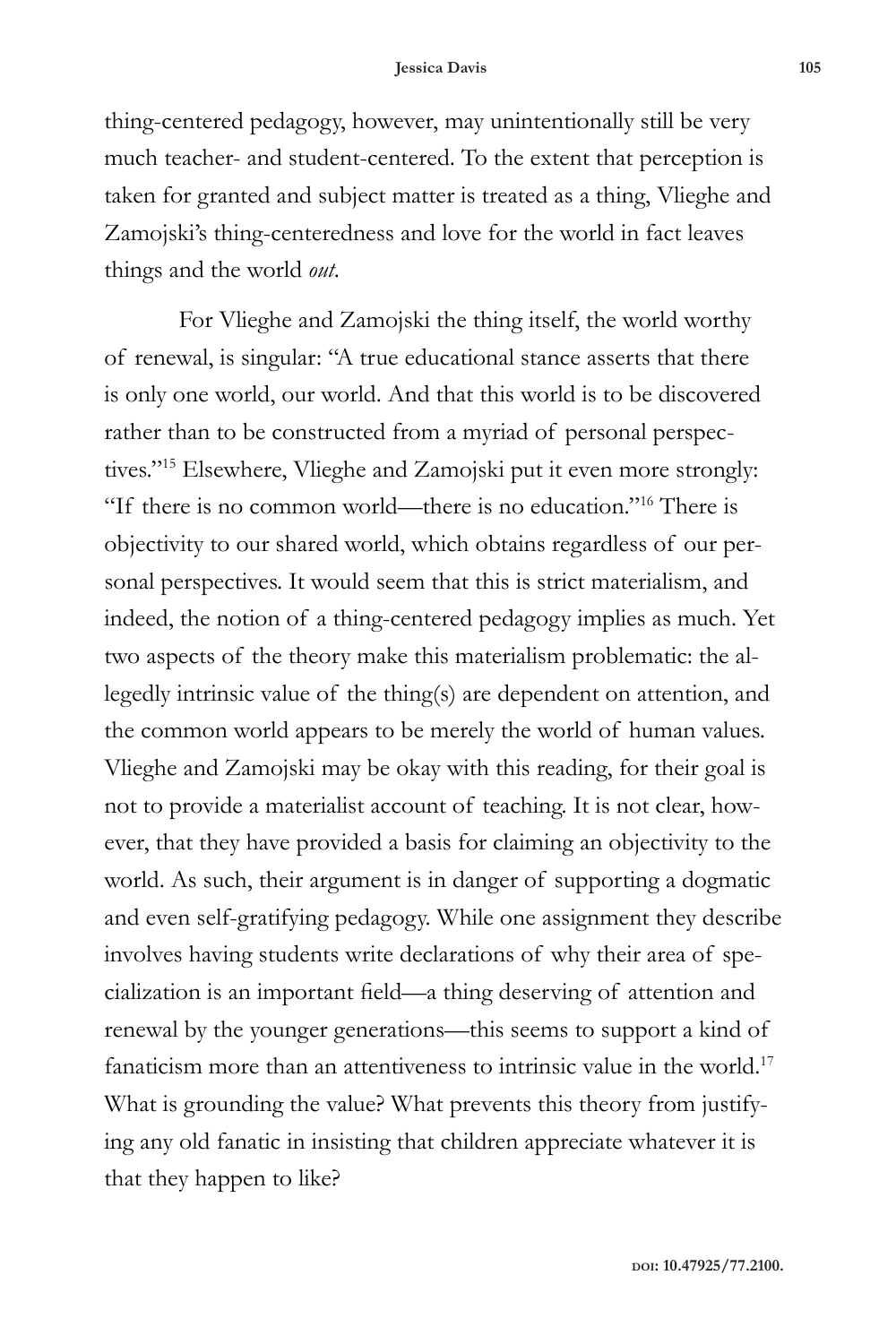thing-centered pedagogy, however, may unintentionally still be very much teacher- and student-centered. To the extent that perception is taken for granted and subject matter is treated as a thing, Vlieghe and Zamojski's thing-centeredness and love for the world in fact leaves things and the world *out*.

For Vlieghe and Zamojski the thing itself, the world worthy of renewal, is singular: "A true educational stance asserts that there is only one world, our world. And that this world is to be discovered rather than to be constructed from a myriad of personal perspectives."[15] Elsewhere, Vlieghe and Zamojski put it even more strongly: "If there is no common world—there is no education."[16] There is objectivity to our shared world, which obtains regardless of our personal perspectives. It would seem that this is strict materialism, and indeed, the notion of a thing-centered pedagogy implies as much. Yet two aspects of the theory make this materialism problematic: the allegedly intrinsic value of the thing(s) are dependent on attention, and the common world appears to be merely the world of human values. Vlieghe and Zamojski may be okay with this reading, for their goal is not to provide a materialist account of teaching. It is not clear, however, that they have provided a basis for claiming an objectivity to the world. As such, their argument is in danger of supporting a dogmatic and even self-gratifying pedagogy. While one assignment they describe involves having students write declarations of why their area of specialization is an important field—a thing deserving of attention and renewal by the younger generations—this seems to support a kind of fanaticism more than an attentiveness to intrinsic value in the world.[17] What is grounding the value? What prevents this theory from justifying any old fanatic in insisting that children appreciate whatever it is that they happen to like?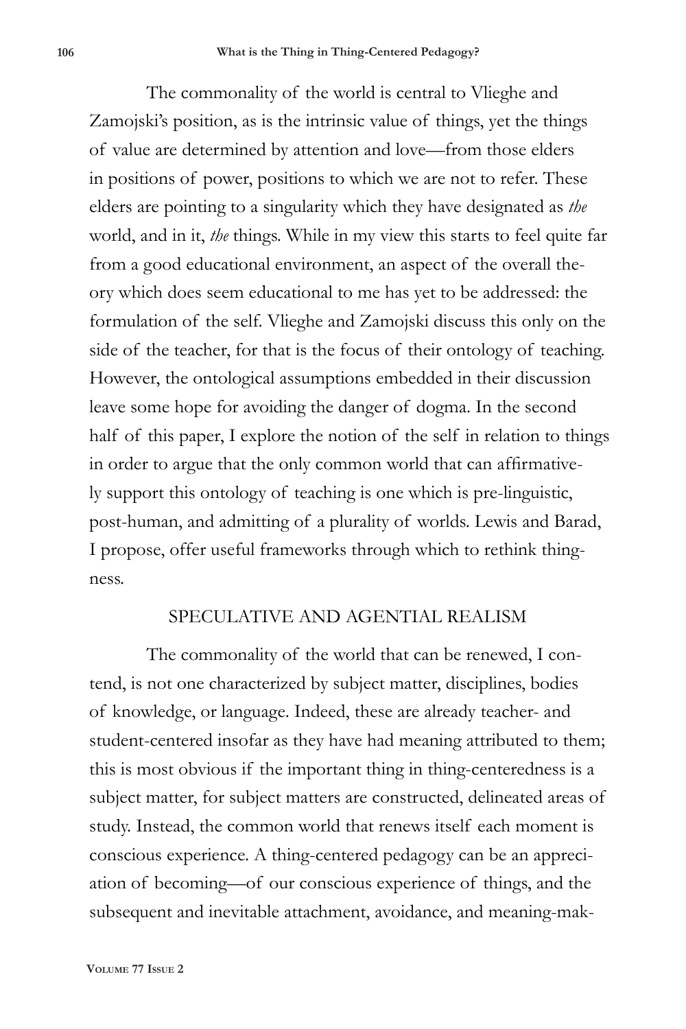The commonality of the world is central to Vlieghe and Zamojski's position, as is the intrinsic value of things, yet the things of value are determined by attention and love—from those elders in positions of power, positions to which we are not to refer. These elders are pointing to a singularity which they have designated as *the* world, and in it, *the* things. While in my view this starts to feel quite far from a good educational environment, an aspect of the overall theory which does seem educational to me has yet to be addressed: the formulation of the self. Vlieghe and Zamojski discuss this only on the side of the teacher, for that is the focus of their ontology of teaching. However, the ontological assumptions embedded in their discussion leave some hope for avoiding the danger of dogma. In the second half of this paper, I explore the notion of the self in relation to things in order to argue that the only common world that can affirmatively support this ontology of teaching is one which is pre-linguistic, post-human, and admitting of a plurality of worlds. Lewis and Barad, I propose, offer useful frameworks through which to rethink thingness.

## SPECULATIVE AND AGENTIAL REALISM

The commonality of the world that can be renewed, I contend, is not one characterized by subject matter, disciplines, bodies of knowledge, or language. Indeed, these are already teacher- and student-centered insofar as they have had meaning attributed to them; this is most obvious if the important thing in thing-centeredness is a subject matter, for subject matters are constructed, delineated areas of study. Instead, the common world that renews itself each moment is conscious experience. A thing-centered pedagogy can be an appreciation of becoming—of our conscious experience of things, and the subsequent and inevitable attachment, avoidance, and meaning-mak-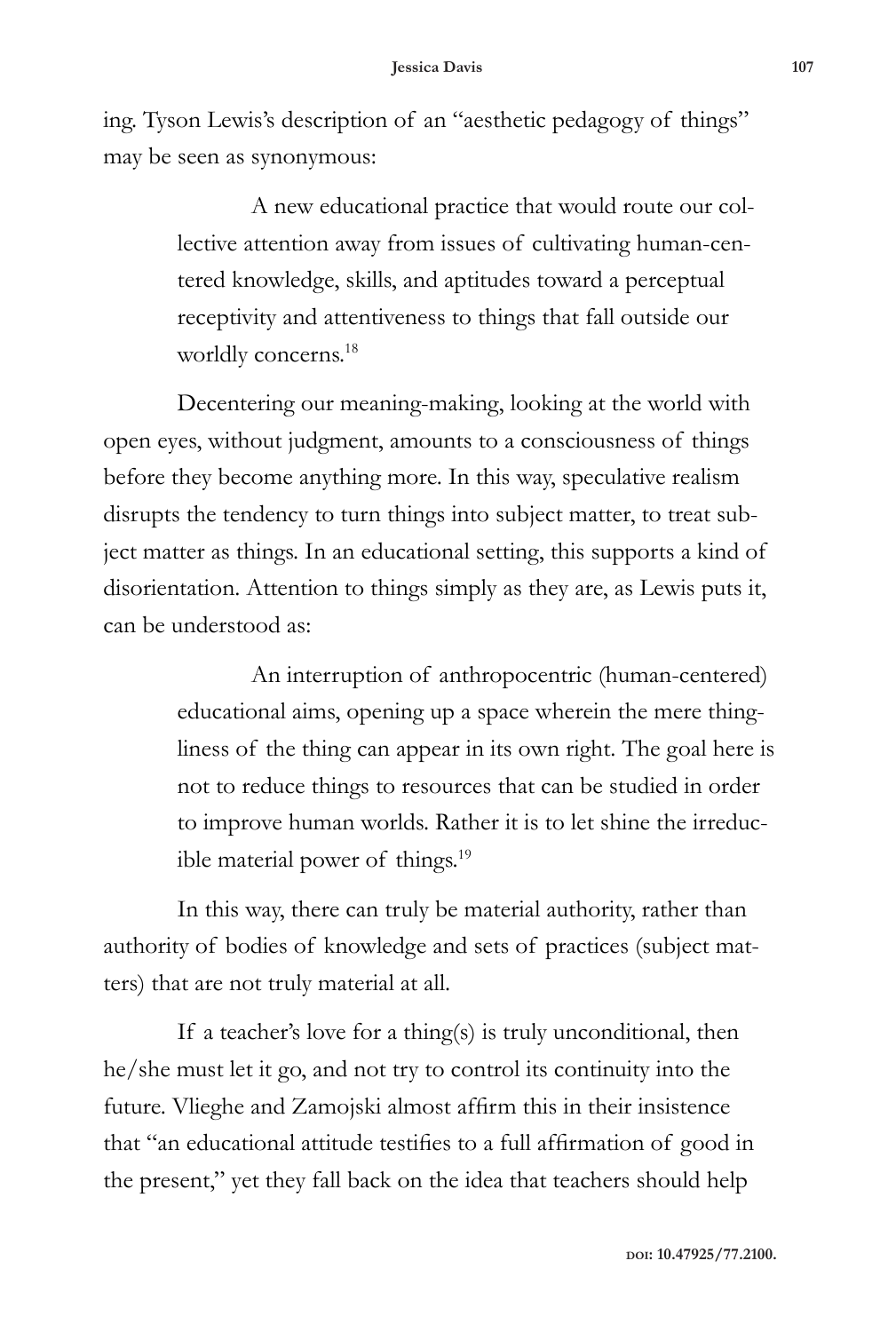ing. Tyson Lewis's description of an "aesthetic pedagogy of things" may be seen as synonymous:

> A new educational practice that would route our collective attention away from issues of cultivating human-centered knowledge, skills, and aptitudes toward a perceptual receptivity and attentiveness to things that fall outside our worldly concerns.[18]

Decentering our meaning-making, looking at the world with open eyes, without judgment, amounts to a consciousness of things before they become anything more. In this way, speculative realism disrupts the tendency to turn things into subject matter, to treat subject matter as things. In an educational setting, this supports a kind of disorientation. Attention to things simply as they are, as Lewis puts it, can be understood as:

> An interruption of anthropocentric (human-centered) educational aims, opening up a space wherein the mere thingliness of the thing can appear in its own right. The goal here is not to reduce things to resources that can be studied in order to improve human worlds. Rather it is to let shine the irreducible material power of things.[19]

In this way, there can truly be material authority, rather than authority of bodies of knowledge and sets of practices (subject matters) that are not truly material at all.

If a teacher's love for a thing(s) is truly unconditional, then he/she must let it go, and not try to control its continuity into the future. Vlieghe and Zamojski almost affirm this in their insistence that "an educational attitude testifies to a full affirmation of good in the present," yet they fall back on the idea that teachers should help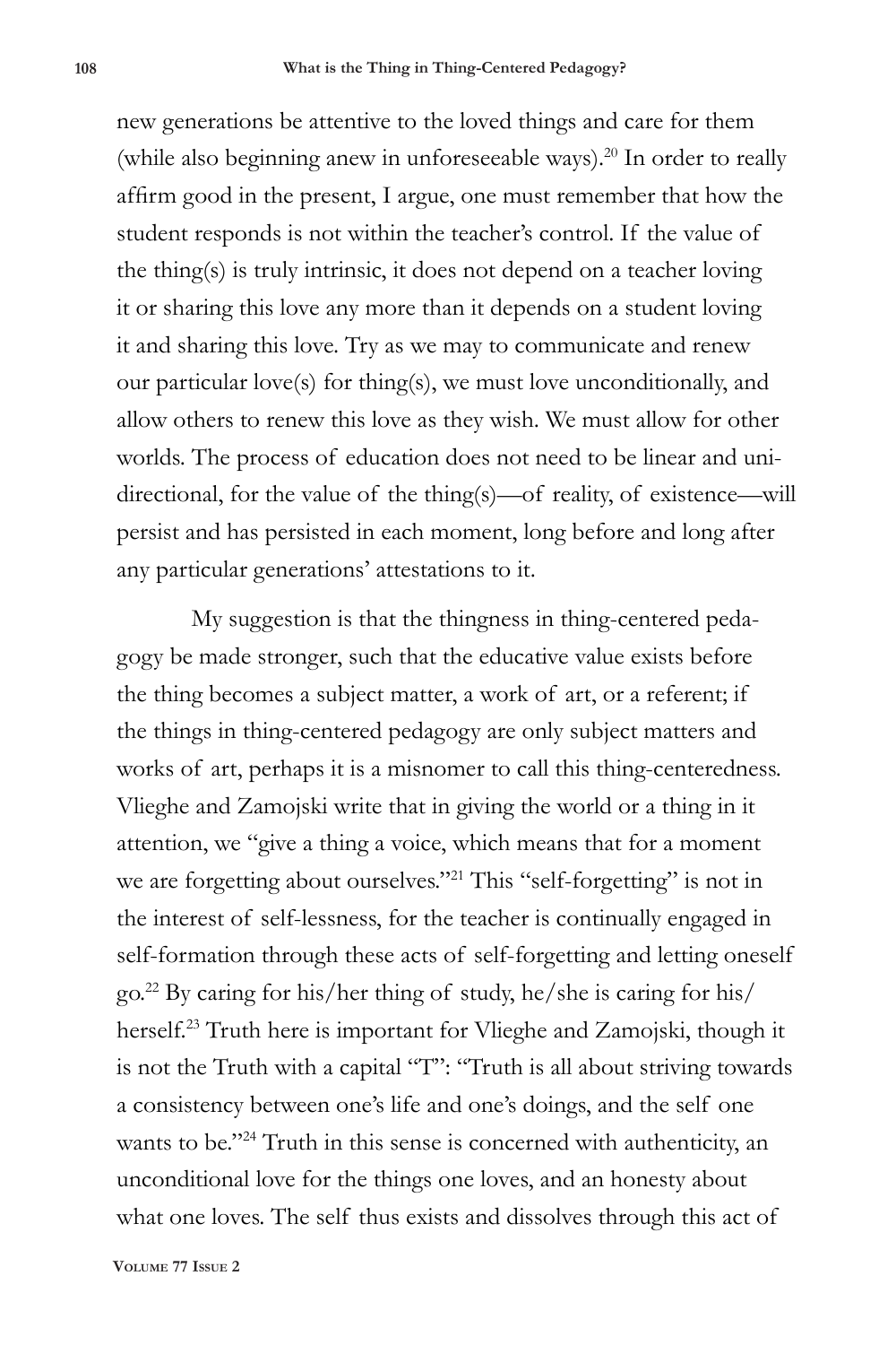new generations be attentive to the loved things and care for them (while also beginning anew in unforeseeable ways).[20] In order to really affirm good in the present, I argue, one must remember that how the student responds is not within the teacher's control. If the value of the thing(s) is truly intrinsic, it does not depend on a teacher loving it or sharing this love any more than it depends on a student loving it and sharing this love. Try as we may to communicate and renew our particular love(s) for thing(s), we must love unconditionally, and allow others to renew this love as they wish. We must allow for other worlds. The process of education does not need to be linear and uni-directional, for the value of the thing(s)—of reality, of existence—will persist and has persisted in each moment, long before and long after any particular generations' attestations to it.

My suggestion is that the thingness in thing-centered pedagogy be made stronger, such that the educative value exists before the thing becomes a subject matter, a work of art, or a referent; if the things in thing-centered pedagogy are only subject matters and works of art, perhaps it is a misnomer to call this thing-centeredness. Vlieghe and Zamojski write that in giving the world or a thing in it attention, we "give a thing a voice, which means that for a moment we are forgetting about ourselves."[21] This "self-forgetting" is not in the interest of self-lessness, for the teacher is continually engaged in self-formation through these acts of self-forgetting and letting oneself go.[22] By caring for his/her thing of study, he/she is caring for his/herself.[23] Truth here is important for Vlieghe and Zamojski, though it is not the Truth with a capital "T": "Truth is all about striving towards a consistency between one's life and one's doings, and the self one wants to be."[24] Truth in this sense is concerned with authenticity, an unconditional love for the things one loves, and an honesty about what one loves. The self thus exists and dissolves through this act of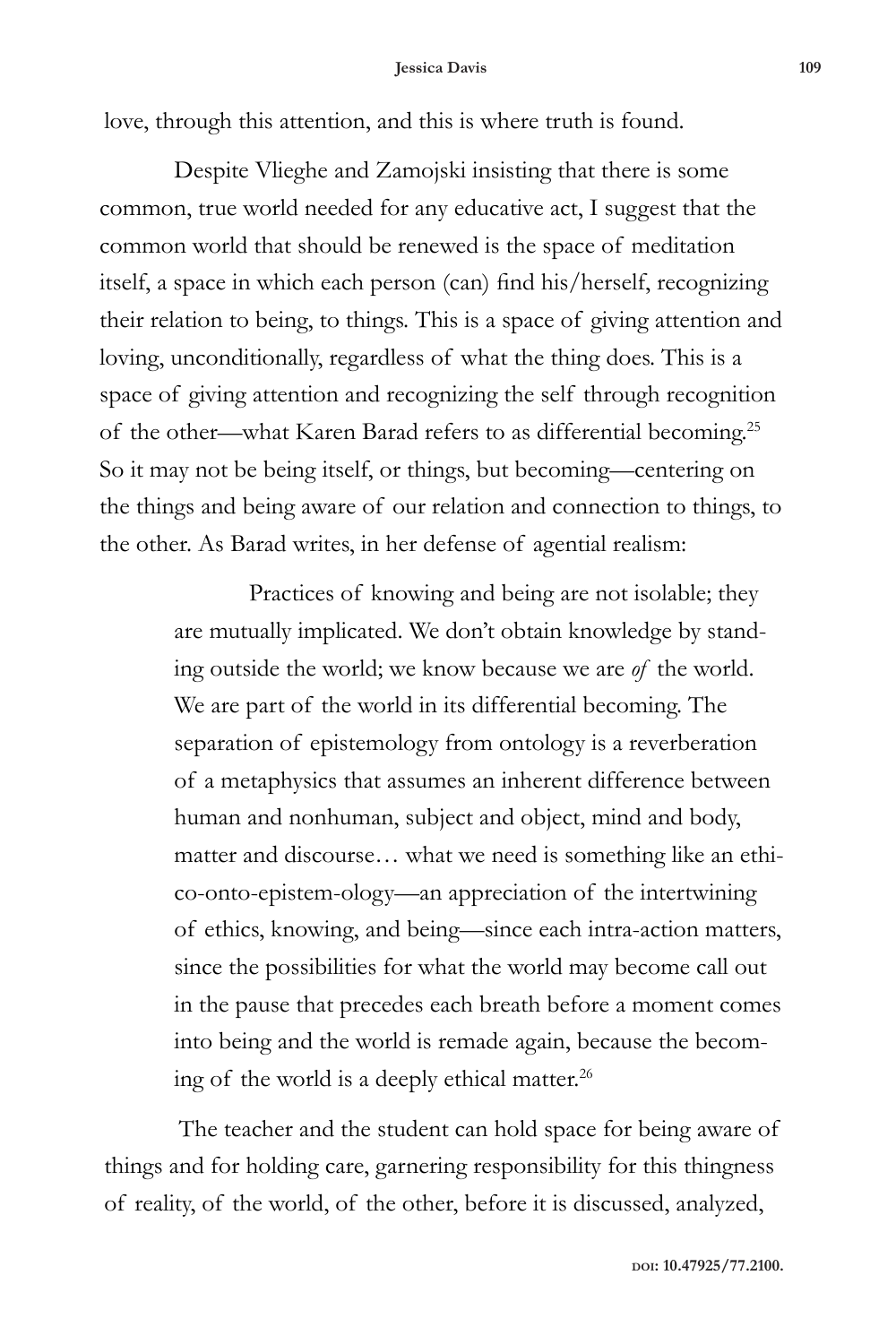love, through this attention, and this is where truth is found.

Despite Vlieghe and Zamojski insisting that there is some common, true world needed for any educative act, I suggest that the common world that should be renewed is the space of meditation itself, a space in which each person (can) find his/herself, recognizing their relation to being, to things. This is a space of giving attention and loving, unconditionally, regardless of what the thing does. This is a space of giving attention and recognizing the self through recognition of the other—what Karen Barad refers to as differential becoming.[25] So it may not be being itself, or things, but becoming—centering on the things and being aware of our relation and connection to things, to the other. As Barad writes, in her defense of agential realism:

> Practices of knowing and being are not isolable; they are mutually implicated. We don't obtain knowledge by standing outside the world; we know because we are *of* the world. We are part of the world in its differential becoming. The separation of epistemology from ontology is a reverberation of a metaphysics that assumes an inherent difference between human and nonhuman, subject and object, mind and body, matter and discourse… what we need is something like an ethico-onto-epistem-ology—an appreciation of the intertwining of ethics, knowing, and being—since each intra-action matters, since the possibilities for what the world may become call out in the pause that precedes each breath before a moment comes into being and the world is remade again, because the becoming of the world is a deeply ethical matter.[26]

The teacher and the student can hold space for being aware of things and for holding care, garnering responsibility for this thingness of reality, of the world, of the other, before it is discussed, analyzed,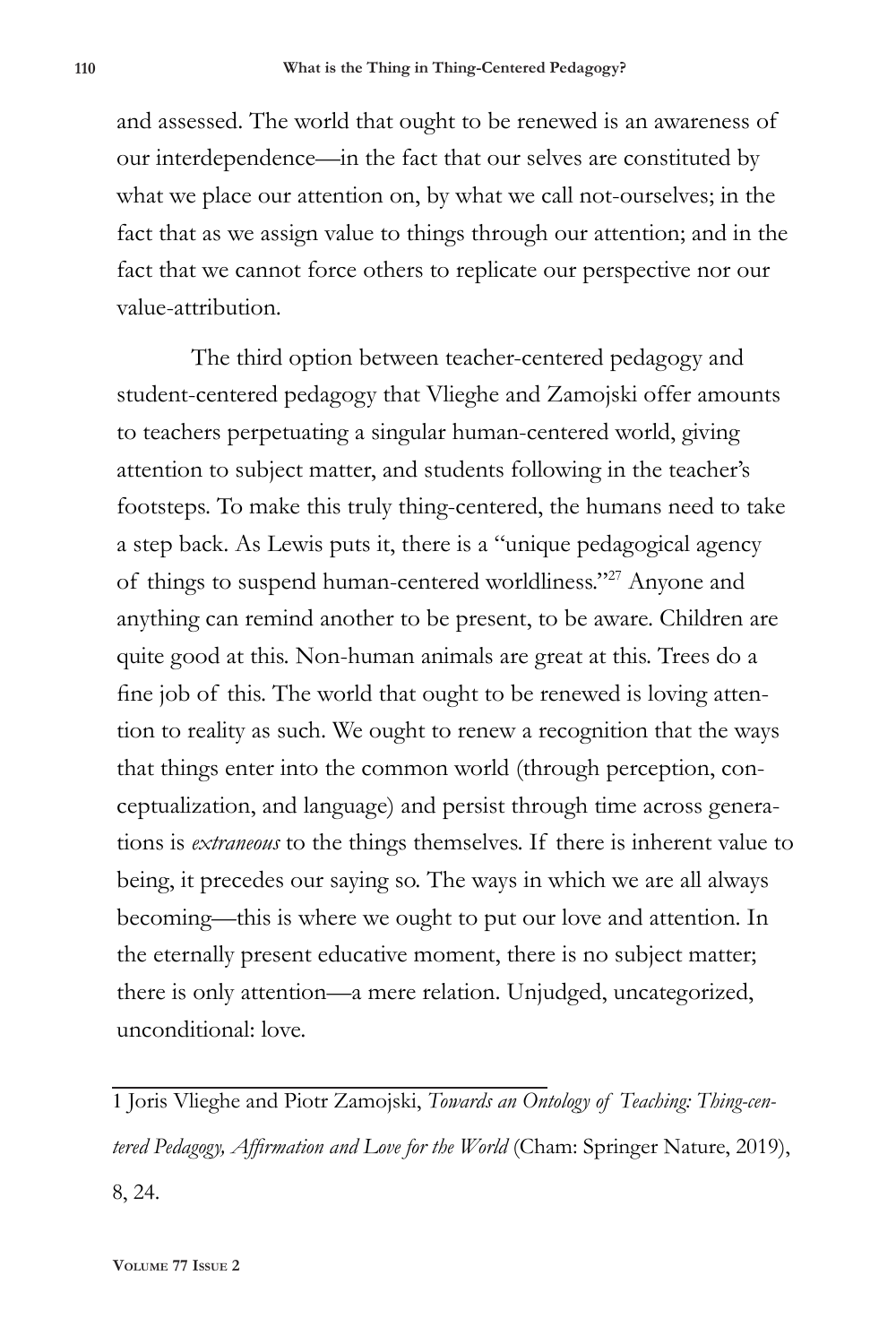and assessed. The world that ought to be renewed is an awareness of our interdependence—in the fact that our selves are constituted by what we place our attention on, by what we call not-ourselves; in the fact that as we assign value to things through our attention; and in the fact that we cannot force others to replicate our perspective nor our value-attribution.

The third option between teacher-centered pedagogy and student-centered pedagogy that Vlieghe and Zamojski offer amounts to teachers perpetuating a singular human-centered world, giving attention to subject matter, and students following in the teacher's footsteps. To make this truly thing-centered, the humans need to take a step back. As Lewis puts it, there is a "unique pedagogical agency of things to suspend human-centered worldliness."[27] Anyone and anything can remind another to be present, to be aware. Children are quite good at this. Non-human animals are great at this. Trees do a fine job of this. The world that ought to be renewed is loving attention to reality as such. We ought to renew a recognition that the ways that things enter into the common world (through perception, conceptualization, and language) and persist through time across generations is *extraneous* to the things themselves. If there is inherent value to being, it precedes our saying so. The ways in which we are all always becoming—this is where we ought to put our love and attention. In the eternally present educative moment, there is no subject matter; there is only attention—a mere relation. Unjudged, uncategorized, unconditional: love.

---

1 Joris Vlieghe and Piotr Zamojski, *Towards an Ontology of Teaching: Thing-centered Pedagogy, Affirmation and Love for the World* (Cham: Springer Nature, 2019), 8, 24.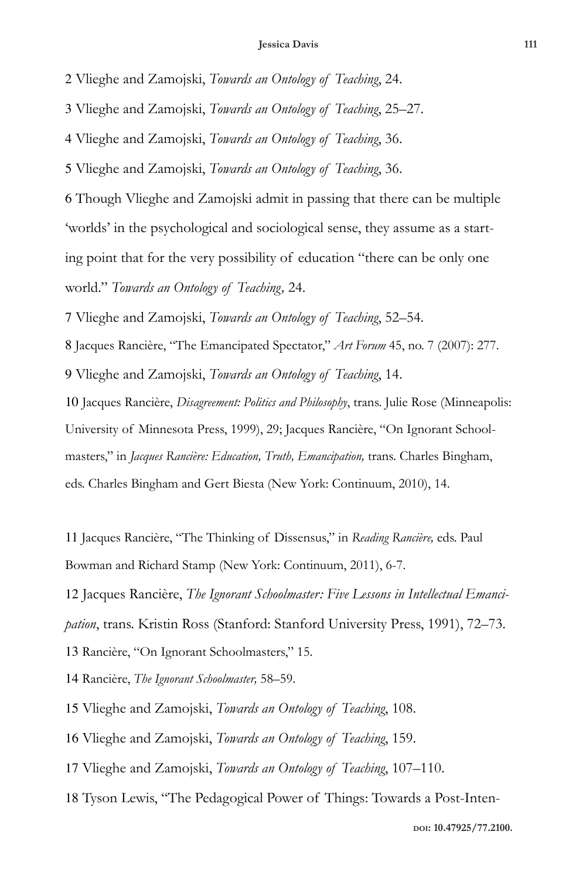2 Vlieghe and Zamojski, *Towards an Ontology of Teaching*, 24.

3 Vlieghe and Zamojski, *Towards an Ontology of Teaching*, 25–27.

4 Vlieghe and Zamojski, *Towards an Ontology of Teaching*, 36.

5 Vlieghe and Zamojski, *Towards an Ontology of Teaching*, 36.

6 Though Vlieghe and Zamojski admit in passing that there can be multiple 'worlds' in the psychological and sociological sense, they assume as a starting point that for the very possibility of education "there can be only one world." *Towards an Ontology of Teaching,* 24.

7 Vlieghe and Zamojski, *Towards an Ontology of Teaching*, 52–54.

8 Jacques Rancière, "The Emancipated Spectator," *Art Forum* 45, no. 7 (2007): 277.

9 Vlieghe and Zamojski, *Towards an Ontology of Teaching*, 14.

10 Jacques Rancière, *Disagreement: Politics and Philosophy*, trans. Julie Rose (Minneapolis: University of Minnesota Press, 1999), 29; Jacques Rancière, "On Ignorant Schoolmasters," in *Jacques Rancière: Education, Truth, Emancipation,* trans. Charles Bingham, eds. Charles Bingham and Gert Biesta (New York: Continuum, 2010), 14.

11 Jacques Rancière, "The Thinking of Dissensus," in *Reading Rancière,* eds. Paul Bowman and Richard Stamp (New York: Continuum, 2011), 6-7.

12 Jacques Rancière, *The Ignorant Schoolmaster: Five Lessons in Intellectual Emancipation*, trans. Kristin Ross (Stanford: Stanford University Press, 1991), 72–73.

13 Rancière, "On Ignorant Schoolmasters," 15.

14 Rancière, *The Ignorant Schoolmaster,* 58–59.

15 Vlieghe and Zamojski, *Towards an Ontology of Teaching*, 108.

16 Vlieghe and Zamojski, *Towards an Ontology of Teaching*, 159.

17 Vlieghe and Zamojski, *Towards an Ontology of Teaching*, 107–110.

18 Tyson Lewis, "The Pedagogical Power of Things: Towards a Post-Inten-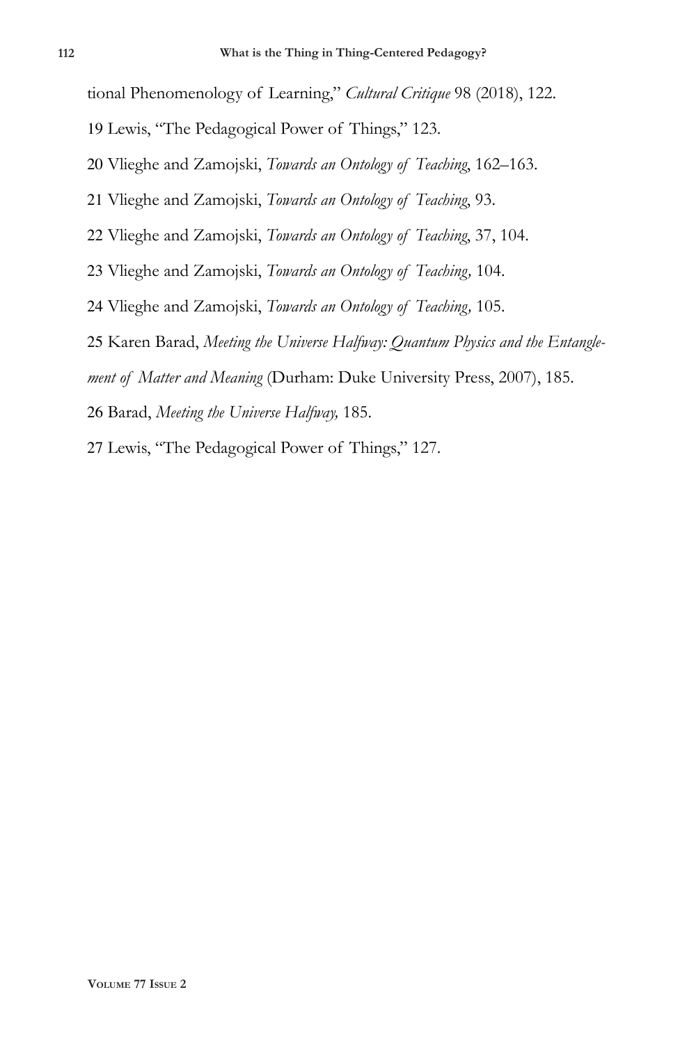tional Phenomenology of Learning," *Cultural Critique* 98 (2018), 122.

19 Lewis, "The Pedagogical Power of Things," 123.

20 Vlieghe and Zamojski, *Towards an Ontology of Teaching*, 162–163.

21 Vlieghe and Zamojski, *Towards an Ontology of Teaching*, 93.

22 Vlieghe and Zamojski, *Towards an Ontology of Teaching*, 37, 104.

23 Vlieghe and Zamojski, *Towards an Ontology of Teaching,* 104.

24 Vlieghe and Zamojski, *Towards an Ontology of Teaching,* 105.

25 Karen Barad, *Meeting the Universe Halfway: Quantum Physics and the Entanglement of Matter and Meaning* (Durham: Duke University Press, 2007), 185.

26 Barad, *Meeting the Universe Halfway,* 185.

27 Lewis, "The Pedagogical Power of Things," 127.